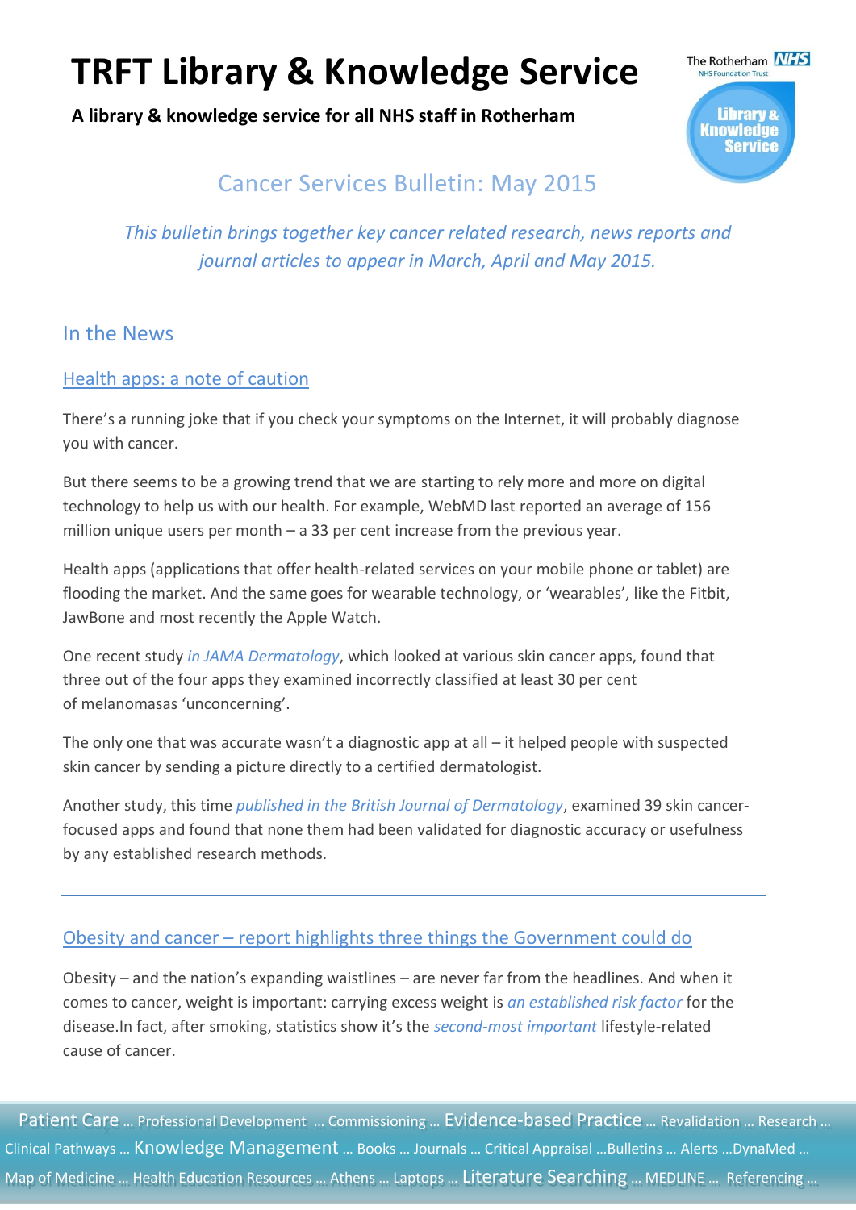# TRFT Library & Knowledge Service

**A library & knowledge service for all NHS staff in Rotherham**

## Cancer Services Bulletin: May 2015

*This bulletin brings together key cancer related research, news reports and journal articles to appear in March, April and May 2015.*

## In the News

### Health apps: a note of caution

There's a running joke that if you check your symptoms on the Internet, it will probably diagnose you with cancer.

But there seems to be a growing trend that we are starting to rely more and more on digital technology to help us with our health. For example, WebMD last reported an average of 156 million unique users per month – a 33 per cent increase from the previous year.

Health apps (applications that offer health-related services on your mobile phone or tablet) are flooding the market. And the same goes for wearable technology, or 'wearables', like the Fitbit, JawBone and most recently the Apple Watch.

One recent study *in JAMA Dermatology*, which looked at various skin cancer apps, found that three out of the four apps they examined incorrectly classified at least 30 per cent of melanomasas 'unconcerning'.

The only one that was accurate wasn't a diagnostic app at all – it helped people with suspected skin cancer by sending a picture directly to a certified dermatologist.

Another study, this time *published in the British Journal of Dermatology*, examined 39 skin cancer-focused apps and found that none them had been validated for diagnostic accuracy or usefulness by any established research methods.

---

### Obesity and cancer – report highlights three things the Government could do

Obesity – and the nation's expanding waistlines – are never far from the headlines. And when it comes to cancer, weight is important: carrying excess weight is *an established risk factor* for the disease.In fact, after smoking, statistics show it's the *second-most important* lifestyle-related cause of cancer.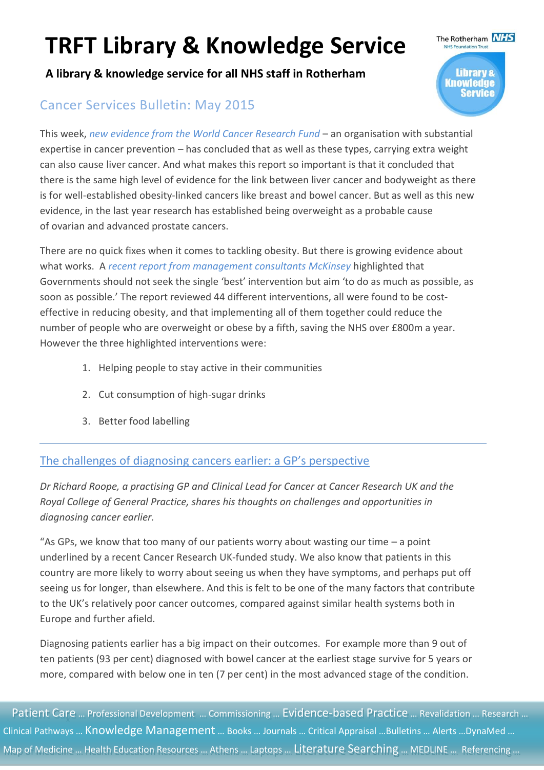# TRFT Library & Knowledge Service

**A library & knowledge service for all NHS staff in Rotherham**

## Cancer Services Bulletin: May 2015

This week, *new evidence from the World Cancer Research Fund* – an organisation with substantial expertise in cancer prevention – has concluded that as well as these types, carrying extra weight can also cause liver cancer. And what makes this report so important is that it concluded that there is the same high level of evidence for the link between liver cancer and bodyweight as there is for well-established obesity-linked cancers like breast and bowel cancer. But as well as this new evidence, in the last year research has established being overweight as a probable cause of ovarian and advanced prostate cancers.

There are no quick fixes when it comes to tackling obesity. But there is growing evidence about what works. A *recent report from management consultants McKinsey* highlighted that Governments should not seek the single 'best' intervention but aim 'to do as much as possible, as soon as possible.' The report reviewed 44 different interventions, all were found to be cost-effective in reducing obesity, and that implementing all of them together could reduce the number of people who are overweight or obese by a fifth, saving the NHS over £800m a year. However the three highlighted interventions were:

1. Helping people to stay active in their communities
2. Cut consumption of high-sugar drinks
3. Better food labelling

---

## The challenges of diagnosing cancers earlier: a GP's perspective

*Dr Richard Roope, a practising GP and Clinical Lead for Cancer at Cancer Research UK and the Royal College of General Practice, shares his thoughts on challenges and opportunities in diagnosing cancer earlier.*

"As GPs, we know that too many of our patients worry about wasting our time – a point underlined by a recent Cancer Research UK-funded study. We also know that patients in this country are more likely to worry about seeing us when they have symptoms, and perhaps put off seeing us for longer, than elsewhere. And this is felt to be one of the many factors that contribute to the UK's relatively poor cancer outcomes, compared against similar health systems both in Europe and further afield.

Diagnosing patients earlier has a big impact on their outcomes. For example more than 9 out of ten patients (93 per cent) diagnosed with bowel cancer at the earliest stage survive for 5 years or more, compared with below one in ten (7 per cent) in the most advanced stage of the condition.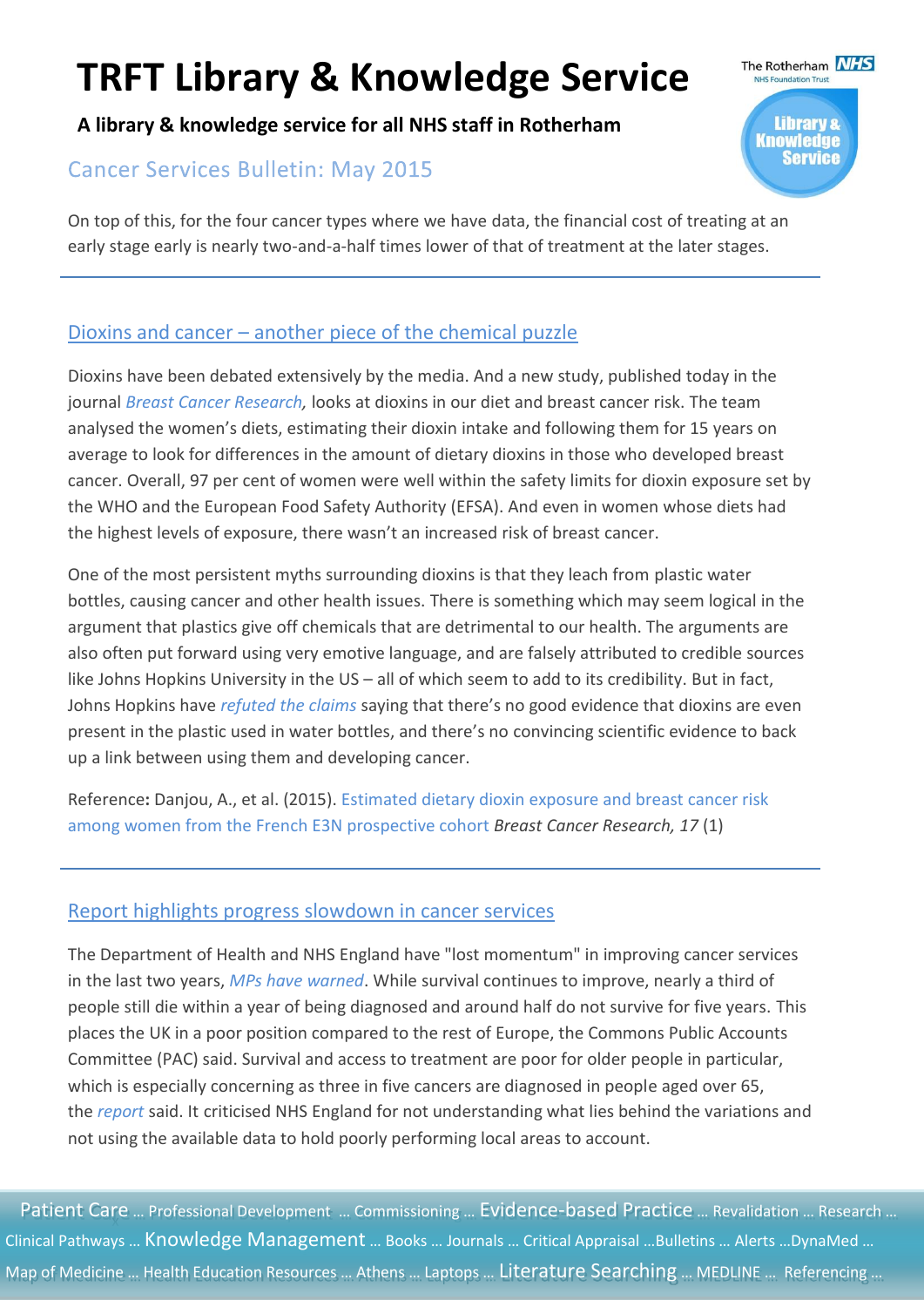On top of this, for the four cancer types where we have data, the financial cost of treating at an early stage early is nearly two-and-a-half times lower of that of treatment at the later stages.

## Dioxins and cancer – another piece of the chemical puzzle

Dioxins have been debated extensively by the media. And a new study, published today in the journal *Breast Cancer Research,* looks at dioxins in our diet and breast cancer risk. The team analysed the women's diets, estimating their dioxin intake and following them for 15 years on average to look for differences in the amount of dietary dioxins in those who developed breast cancer. Overall, 97 per cent of women were well within the safety limits for dioxin exposure set by the WHO and the European Food Safety Authority (EFSA). And even in women whose diets had the highest levels of exposure, there wasn't an increased risk of breast cancer.

One of the most persistent myths surrounding dioxins is that they leach from plastic water bottles, causing cancer and other health issues. There is something which may seem logical in the argument that plastics give off chemicals that are detrimental to our health. The arguments are also often put forward using very emotive language, and are falsely attributed to credible sources like Johns Hopkins University in the US – all of which seem to add to its credibility. But in fact, Johns Hopkins have *refuted the claims* saying that there's no good evidence that dioxins are even present in the plastic used in water bottles, and there's no convincing scientific evidence to back up a link between using them and developing cancer.

Reference**:** Danjou, A., et al. (2015). Estimated dietary dioxin exposure and breast cancer risk among women from the French E3N prospective cohort *Breast Cancer Research, 17* (1)

## Report highlights progress slowdown in cancer services

The Department of Health and NHS England have "lost momentum" in improving cancer services in the last two years, *MPs have warned*. While survival continues to improve, nearly a third of people still die within a year of being diagnosed and around half do not survive for five years. This places the UK in a poor position compared to the rest of Europe, the Commons Public Accounts Committee (PAC) said. Survival and access to treatment are poor for older people in particular, which is especially concerning as three in five cancers are diagnosed in people aged over 65, the *report* said. It criticised NHS England for not understanding what lies behind the variations and not using the available data to hold poorly performing local areas to account.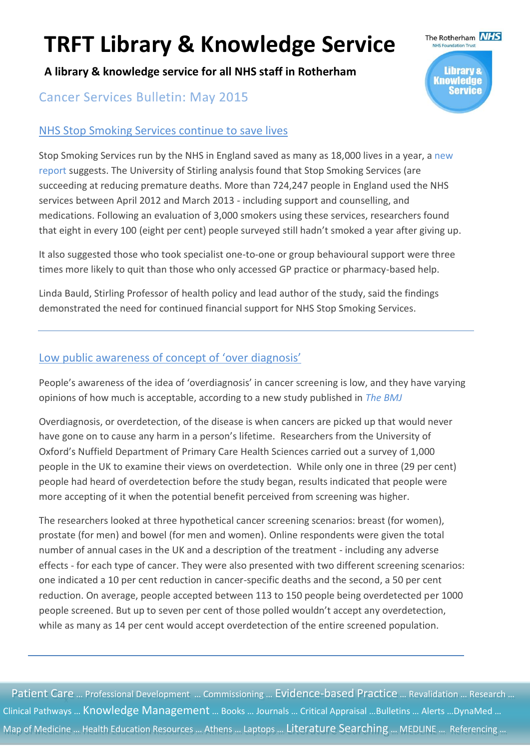# TRFT Library & Knowledge Service

**A library & knowledge service for all NHS staff in Rotherham**

## Cancer Services Bulletin: May 2015

### NHS Stop Smoking Services continue to save lives

Stop Smoking Services run by the NHS in England saved as many as 18,000 lives in a year, a new report suggests. The University of Stirling analysis found that Stop Smoking Services (are succeeding at reducing premature deaths. More than 724,247 people in England used the NHS services between April 2012 and March 2013 - including support and counselling, and medications. Following an evaluation of 3,000 smokers using these services, researchers found that eight in every 100 (eight per cent) people surveyed still hadn't smoked a year after giving up.

It also suggested those who took specialist one-to-one or group behavioural support were three times more likely to quit than those who only accessed GP practice or pharmacy-based help.

Linda Bauld, Stirling Professor of health policy and lead author of the study, said the findings demonstrated the need for continued financial support for NHS Stop Smoking Services.

---

### Low public awareness of concept of 'over diagnosis'

People's awareness of the idea of 'overdiagnosis' in cancer screening is low, and they have varying opinions of how much is acceptable, according to a new study published in *The BMJ*

Overdiagnosis, or overdetection, of the disease is when cancers are picked up that would never have gone on to cause any harm in a person's lifetime. Researchers from the University of Oxford's Nuffield Department of Primary Care Health Sciences carried out a survey of 1,000 people in the UK to examine their views on overdetection. While only one in three (29 per cent) people had heard of overdetection before the study began, results indicated that people were more accepting of it when the potential benefit perceived from screening was higher.

The researchers looked at three hypothetical cancer screening scenarios: breast (for women), prostate (for men) and bowel (for men and women). Online respondents were given the total number of annual cases in the UK and a description of the treatment - including any adverse effects - for each type of cancer. They were also presented with two different screening scenarios: one indicated a 10 per cent reduction in cancer-specific deaths and the second, a 50 per cent reduction. On average, people accepted between 113 to 150 people being overdetected per 1000 people screened. But up to seven per cent of those polled wouldn't accept any overdetection, while as many as 14 per cent would accept overdetection of the entire screened population.

---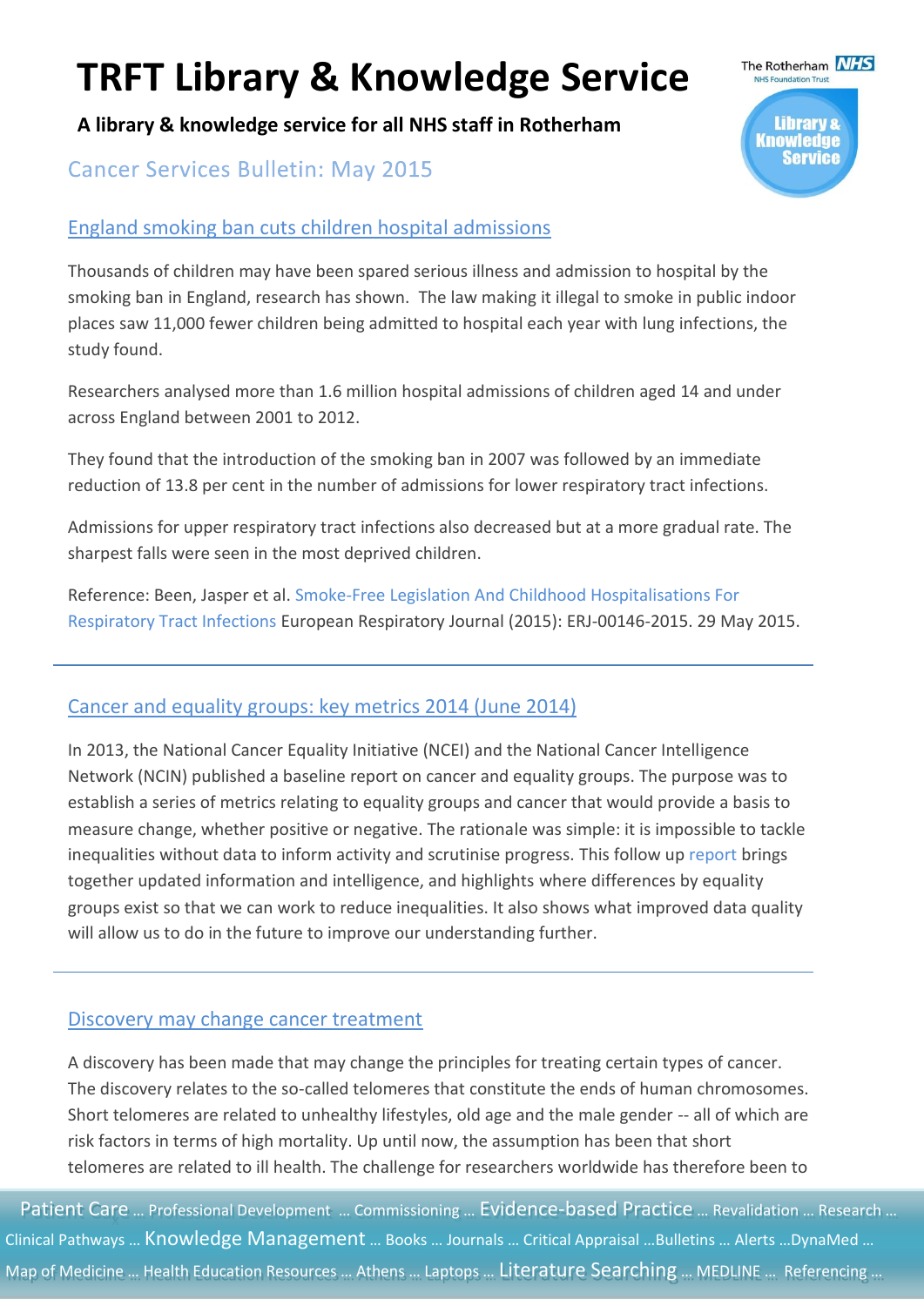# TRFT Library & Knowledge Service

**A library & knowledge service for all NHS staff in Rotherham**

## Cancer Services Bulletin: May 2015

### England smoking ban cuts children hospital admissions

Thousands of children may have been spared serious illness and admission to hospital by the smoking ban in England, research has shown. The law making it illegal to smoke in public indoor places saw 11,000 fewer children being admitted to hospital each year with lung infections, the study found.

Researchers analysed more than 1.6 million hospital admissions of children aged 14 and under across England between 2001 to 2012.

They found that the introduction of the smoking ban in 2007 was followed by an immediate reduction of 13.8 per cent in the number of admissions for lower respiratory tract infections.

Admissions for upper respiratory tract infections also decreased but at a more gradual rate. The sharpest falls were seen in the most deprived children.

Reference: Been, Jasper et al. Smoke-Free Legislation And Childhood Hospitalisations For Respiratory Tract Infections European Respiratory Journal (2015): ERJ-00146-2015. 29 May 2015.

---

### Cancer and equality groups: key metrics 2014 (June 2014)

In 2013, the National Cancer Equality Initiative (NCEI) and the National Cancer Intelligence Network (NCIN) published a baseline report on cancer and equality groups. The purpose was to establish a series of metrics relating to equality groups and cancer that would provide a basis to measure change, whether positive or negative. The rationale was simple: it is impossible to tackle inequalities without data to inform activity and scrutinise progress. This follow up report brings together updated information and intelligence, and highlights where differences by equality groups exist so that we can work to reduce inequalities. It also shows what improved data quality will allow us to do in the future to improve our understanding further.

---

### Discovery may change cancer treatment

A discovery has been made that may change the principles for treating certain types of cancer. The discovery relates to the so-called telomeres that constitute the ends of human chromosomes. Short telomeres are related to unhealthy lifestyles, old age and the male gender -- all of which are risk factors in terms of high mortality. Up until now, the assumption has been that short telomeres are related to ill health. The challenge for researchers worldwide has therefore been to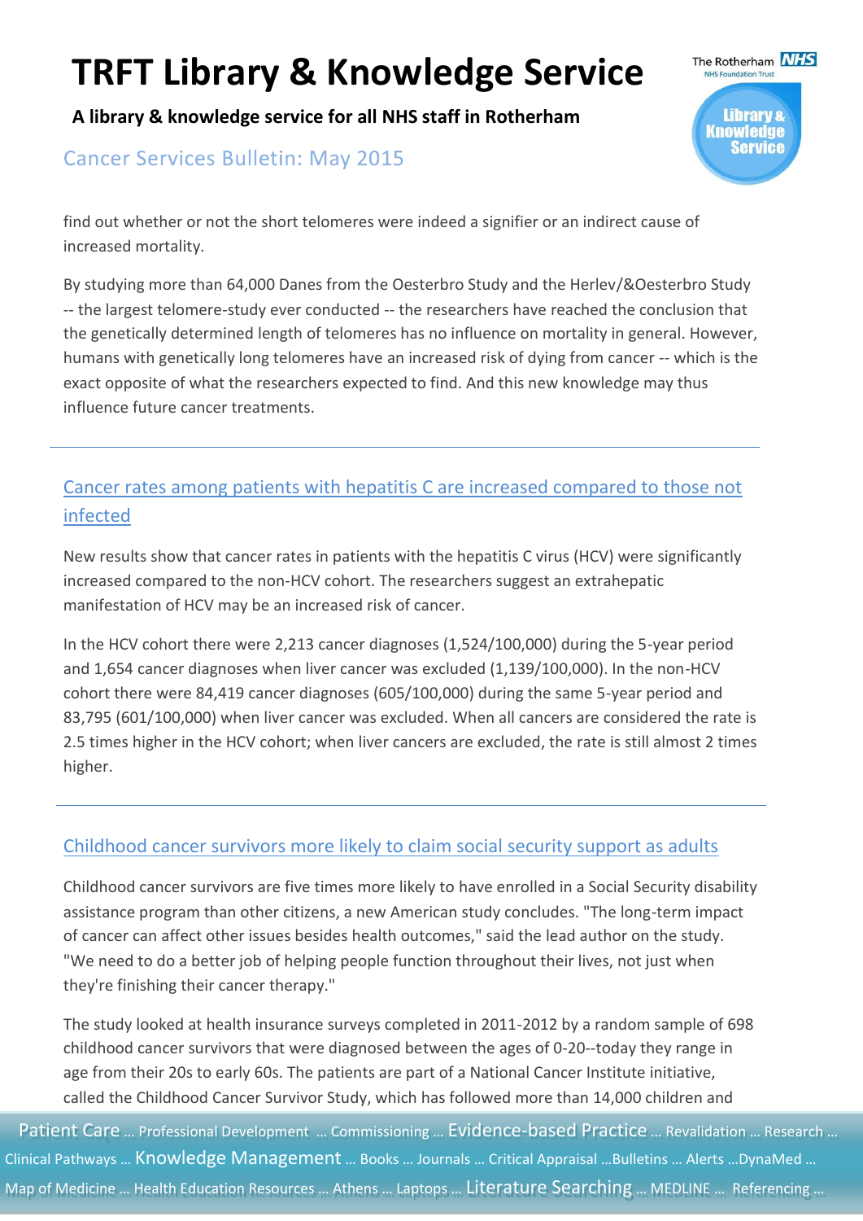find out whether or not the short telomeres were indeed a signifier or an indirect cause of increased mortality.

By studying more than 64,000 Danes from the Oesterbro Study and the Herlev/&Oesterbro Study -- the largest telomere-study ever conducted -- the researchers have reached the conclusion that the genetically determined length of telomeres has no influence on mortality in general. However, humans with genetically long telomeres have an increased risk of dying from cancer -- which is the exact opposite of what the researchers expected to find. And this new knowledge may thus influence future cancer treatments.

---

## Cancer rates among patients with hepatitis C are increased compared to those not infected

New results show that cancer rates in patients with the hepatitis C virus (HCV) were significantly increased compared to the non-HCV cohort. The researchers suggest an extrahepatic manifestation of HCV may be an increased risk of cancer.

In the HCV cohort there were 2,213 cancer diagnoses (1,524/100,000) during the 5-year period and 1,654 cancer diagnoses when liver cancer was excluded (1,139/100,000). In the non-HCV cohort there were 84,419 cancer diagnoses (605/100,000) during the same 5-year period and 83,795 (601/100,000) when liver cancer was excluded. When all cancers are considered the rate is 2.5 times higher in the HCV cohort; when liver cancers are excluded, the rate is still almost 2 times higher.

---

## Childhood cancer survivors more likely to claim social security support as adults

Childhood cancer survivors are five times more likely to have enrolled in a Social Security disability assistance program than other citizens, a new American study concludes. "The long-term impact of cancer can affect other issues besides health outcomes," said the lead author on the study. "We need to do a better job of helping people function throughout their lives, not just when they're finishing their cancer therapy."

The study looked at health insurance surveys completed in 2011-2012 by a random sample of 698 childhood cancer survivors that were diagnosed between the ages of 0-20--today they range in age from their 20s to early 60s. The patients are part of a National Cancer Institute initiative, called the Childhood Cancer Survivor Study, which has followed more than 14,000 children and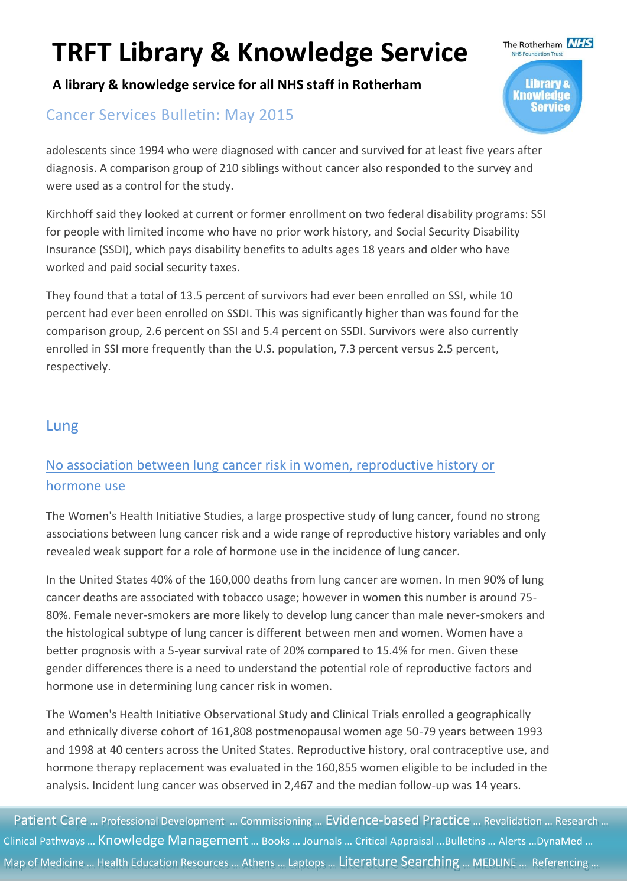adolescents since 1994 who were diagnosed with cancer and survived for at least five years after diagnosis. A comparison group of 210 siblings without cancer also responded to the survey and were used as a control for the study.

Kirchhoff said they looked at current or former enrollment on two federal disability programs: SSI for people with limited income who have no prior work history, and Social Security Disability Insurance (SSDI), which pays disability benefits to adults ages 18 years and older who have worked and paid social security taxes.

They found that a total of 13.5 percent of survivors had ever been enrolled on SSI, while 10 percent had ever been enrolled on SSDI. This was significantly higher than was found for the comparison group, 2.6 percent on SSI and 5.4 percent on SSDI. Survivors were also currently enrolled in SSI more frequently than the U.S. population, 7.3 percent versus 2.5 percent, respectively.

---

## Lung

### No association between lung cancer risk in women, reproductive history or hormone use

The Women's Health Initiative Studies, a large prospective study of lung cancer, found no strong associations between lung cancer risk and a wide range of reproductive history variables and only revealed weak support for a role of hormone use in the incidence of lung cancer.

In the United States 40% of the 160,000 deaths from lung cancer are women. In men 90% of lung cancer deaths are associated with tobacco usage; however in women this number is around 75-80%. Female never-smokers are more likely to develop lung cancer than male never-smokers and the histological subtype of lung cancer is different between men and women. Women have a better prognosis with a 5-year survival rate of 20% compared to 15.4% for men. Given these gender differences there is a need to understand the potential role of reproductive factors and hormone use in determining lung cancer risk in women.

The Women's Health Initiative Observational Study and Clinical Trials enrolled a geographically and ethnically diverse cohort of 161,808 postmenopausal women age 50-79 years between 1993 and 1998 at 40 centers across the United States. Reproductive history, oral contraceptive use, and hormone therapy replacement was evaluated in the 160,855 women eligible to be included in the analysis. Incident lung cancer was observed in 2,467 and the median follow-up was 14 years.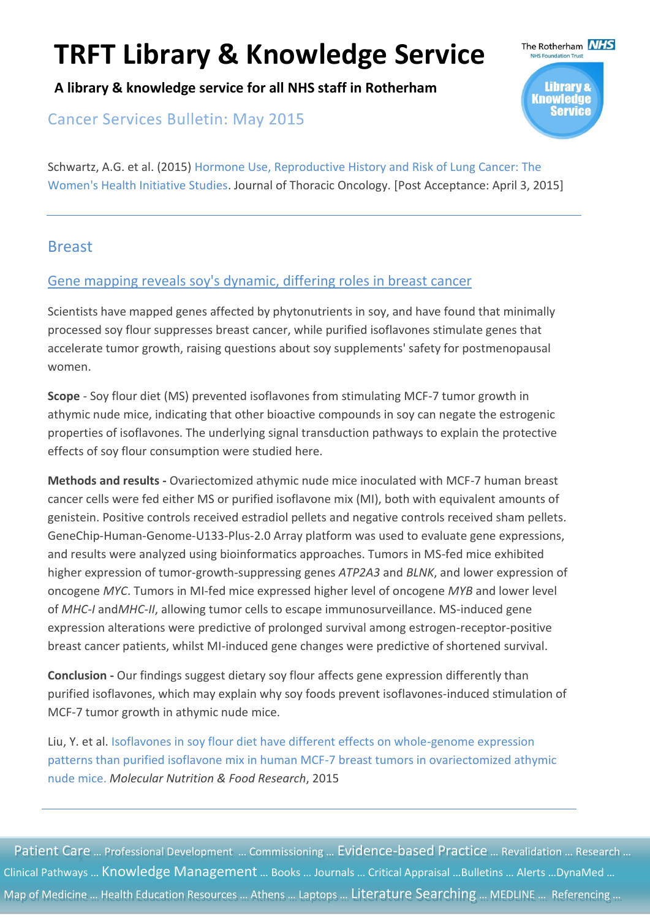Schwartz, A.G. et al. (2015) Hormone Use, Reproductive History and Risk of Lung Cancer: The Women's Health Initiative Studies. Journal of Thoracic Oncology. [Post Acceptance: April 3, 2015]

---

## Breast

### Gene mapping reveals soy's dynamic, differing roles in breast cancer

Scientists have mapped genes affected by phytonutrients in soy, and have found that minimally processed soy flour suppresses breast cancer, while purified isoflavones stimulate genes that accelerate tumor growth, raising questions about soy supplements' safety for postmenopausal women.

**Scope** - Soy flour diet (MS) prevented isoflavones from stimulating MCF-7 tumor growth in athymic nude mice, indicating that other bioactive compounds in soy can negate the estrogenic properties of isoflavones. The underlying signal transduction pathways to explain the protective effects of soy flour consumption were studied here.

**Methods and results -** Ovariectomized athymic nude mice inoculated with MCF-7 human breast cancer cells were fed either MS or purified isoflavone mix (MI), both with equivalent amounts of genistein. Positive controls received estradiol pellets and negative controls received sham pellets. GeneChip-Human-Genome-U133-Plus-2.0 Array platform was used to evaluate gene expressions, and results were analyzed using bioinformatics approaches. Tumors in MS-fed mice exhibited higher expression of tumor-growth-suppressing genes *ATP2A3* and *BLNK*, and lower expression of oncogene *MYC*. Tumors in MI-fed mice expressed higher level of oncogene *MYB* and lower level of *MHC-I* and*MHC-II*, allowing tumor cells to escape immunosurveillance. MS-induced gene expression alterations were predictive of prolonged survival among estrogen-receptor-positive breast cancer patients, whilst MI-induced gene changes were predictive of shortened survival.

**Conclusion -** Our findings suggest dietary soy flour affects gene expression differently than purified isoflavones, which may explain why soy foods prevent isoflavones-induced stimulation of MCF-7 tumor growth in athymic nude mice.

Liu, Y. et al. Isoflavones in soy flour diet have different effects on whole-genome expression patterns than purified isoflavone mix in human MCF-7 breast tumors in ovariectomized athymic nude mice. *Molecular Nutrition & Food Research*, 2015

---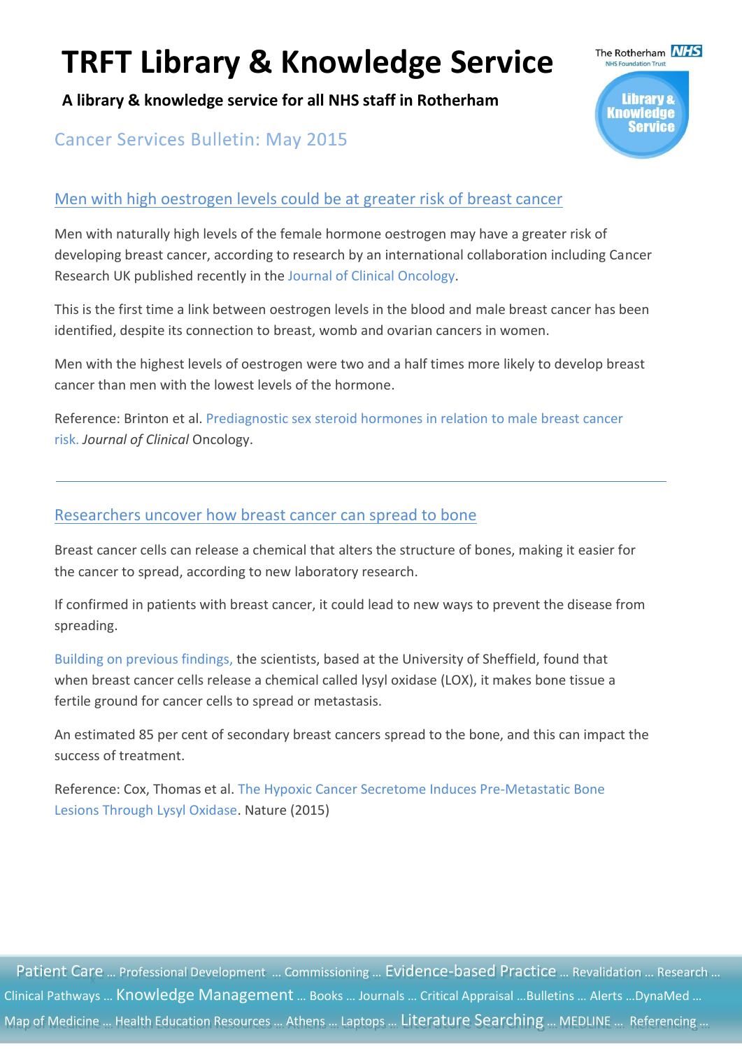# TRFT Library & Knowledge Service

**A library & knowledge service for all NHS staff in Rotherham**

## Cancer Services Bulletin: May 2015

### Men with high oestrogen levels could be at greater risk of breast cancer

Men with naturally high levels of the female hormone oestrogen may have a greater risk of developing breast cancer, according to research by an international collaboration including Cancer Research UK published recently in the Journal of Clinical Oncology.

This is the first time a link between oestrogen levels in the blood and male breast cancer has been identified, despite its connection to breast, womb and ovarian cancers in women.

Men with the highest levels of oestrogen were two and a half times more likely to develop breast cancer than men with the lowest levels of the hormone.

Reference: Brinton et al. Prediagnostic sex steroid hormones in relation to male breast cancer risk. *Journal of Clinical* Oncology.

---

### Researchers uncover how breast cancer can spread to bone

Breast cancer cells can release a chemical that alters the structure of bones, making it easier for the cancer to spread, according to new laboratory research.

If confirmed in patients with breast cancer, it could lead to new ways to prevent the disease from spreading.

Building on previous findings, the scientists, based at the University of Sheffield, found that when breast cancer cells release a chemical called lysyl oxidase (LOX), it makes bone tissue a fertile ground for cancer cells to spread or metastasis.

An estimated 85 per cent of secondary breast cancers spread to the bone, and this can impact the success of treatment.

Reference: Cox, Thomas et al. The Hypoxic Cancer Secretome Induces Pre-Metastatic Bone Lesions Through Lysyl Oxidase. Nature (2015)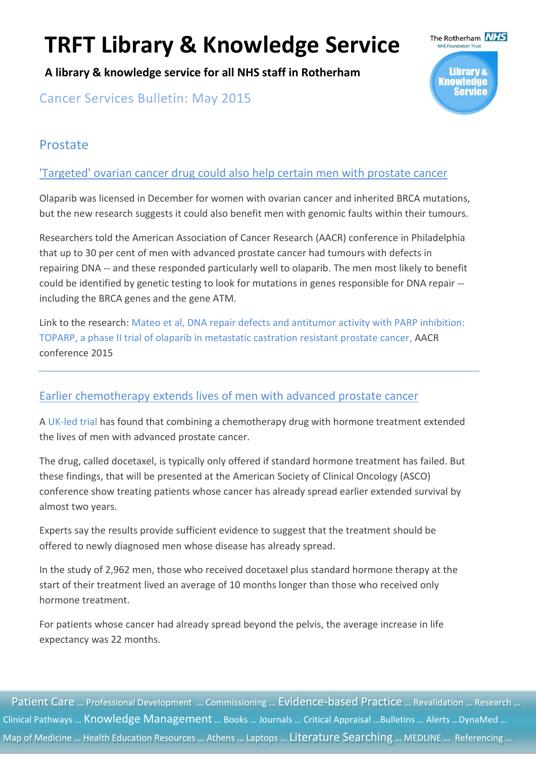# TRFT Library & Knowledge Service

**A library & knowledge service for all NHS staff in Rotherham**

Cancer Services Bulletin: May 2015

## Prostate

### 'Targeted' ovarian cancer drug could also help certain men with prostate cancer

Olaparib was licensed in December for women with ovarian cancer and inherited BRCA mutations, but the new research suggests it could also benefit men with genomic faults within their tumours.

Researchers told the American Association of Cancer Research (AACR) conference in Philadelphia that up to 30 per cent of men with advanced prostate cancer had tumours with defects in repairing DNA -- and these responded particularly well to olaparib. The men most likely to benefit could be identified by genetic testing to look for mutations in genes responsible for DNA repair -- including the BRCA genes and the gene ATM.

Link to the research: Mateo et al, DNA repair defects and antitumor activity with PARP inhibition: TOPARP, a phase II trial of olaparib in metastatic castration resistant prostate cancer, AACR conference 2015

---

### Earlier chemotherapy extends lives of men with advanced prostate cancer

A UK-led trial has found that combining a chemotherapy drug with hormone treatment extended the lives of men with advanced prostate cancer.

The drug, called docetaxel, is typically only offered if standard hormone treatment has failed. But these findings, that will be presented at the American Society of Clinical Oncology (ASCO) conference show treating patients whose cancer has already spread earlier extended survival by almost two years.

Experts say the results provide sufficient evidence to suggest that the treatment should be offered to newly diagnosed men whose disease has already spread.

In the study of 2,962 men, those who received docetaxel plus standard hormone therapy at the start of their treatment lived an average of 10 months longer than those who received only hormone treatment.

For patients whose cancer had already spread beyond the pelvis, the average increase in life expectancy was 22 months.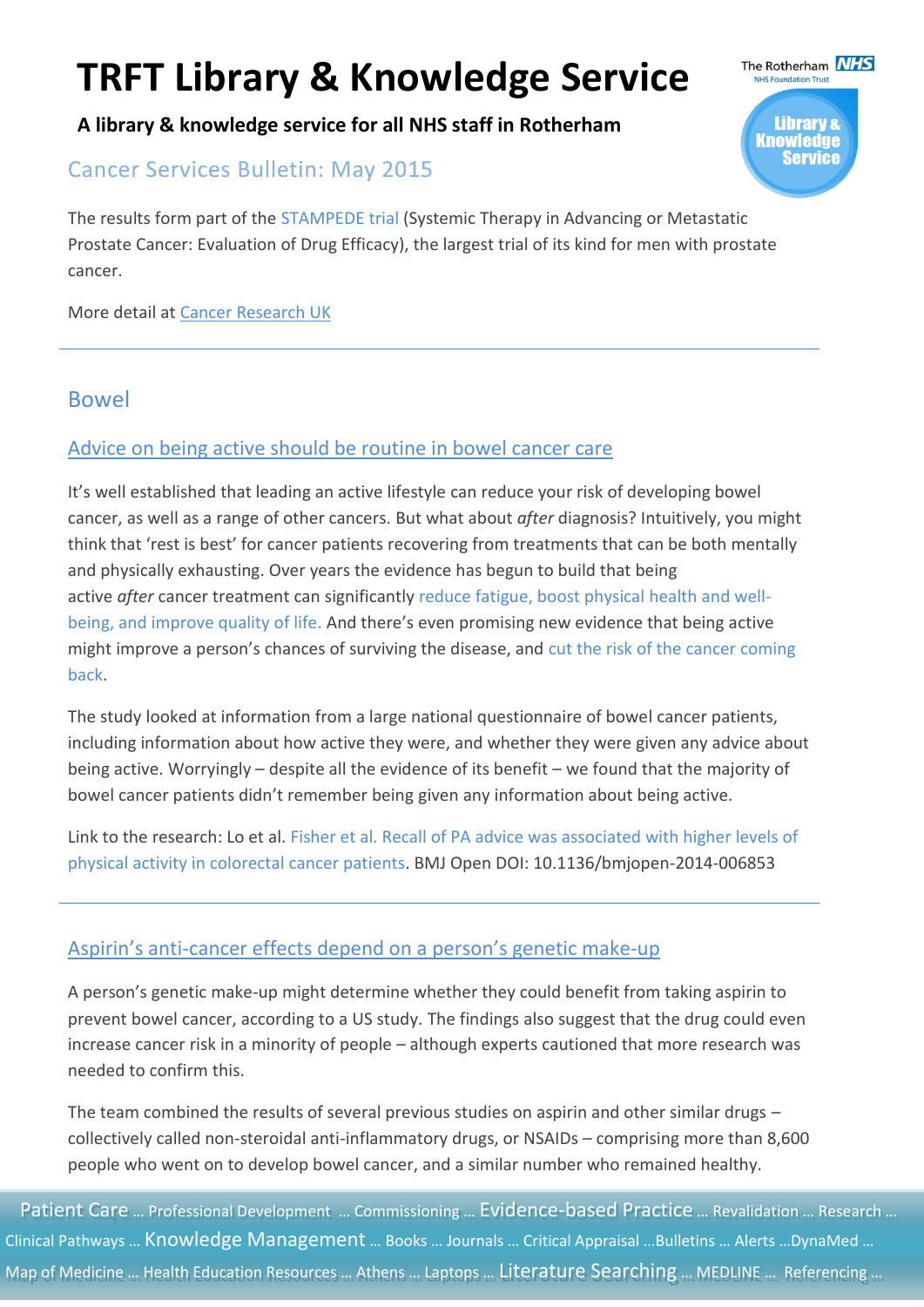The results form part of the STAMPEDE trial (Systemic Therapy in Advancing or Metastatic Prostate Cancer: Evaluation of Drug Efficacy), the largest trial of its kind for men with prostate cancer.

More detail at Cancer Research UK

---

## Bowel

### Advice on being active should be routine in bowel cancer care

It's well established that leading an active lifestyle can reduce your risk of developing bowel cancer, as well as a range of other cancers. But what about *after* diagnosis? Intuitively, you might think that 'rest is best' for cancer patients recovering from treatments that can be both mentally and physically exhausting. Over years the evidence has begun to build that being active *after* cancer treatment can significantly reduce fatigue, boost physical health and well-being, and improve quality of life. And there's even promising new evidence that being active might improve a person's chances of surviving the disease, and cut the risk of the cancer coming back.

The study looked at information from a large national questionnaire of bowel cancer patients, including information about how active they were, and whether they were given any advice about being active. Worryingly – despite all the evidence of its benefit – we found that the majority of bowel cancer patients didn't remember being given any information about being active.

Link to the research: Lo et al. Fisher et al. Recall of PA advice was associated with higher levels of physical activity in colorectal cancer patients. BMJ Open DOI: 10.1136/bmjopen-2014-006853

---

### Aspirin's anti-cancer effects depend on a person's genetic make-up

A person's genetic make-up might determine whether they could benefit from taking aspirin to prevent bowel cancer, according to a US study. The findings also suggest that the drug could even increase cancer risk in a minority of people – although experts cautioned that more research was needed to confirm this.

The team combined the results of several previous studies on aspirin and other similar drugs – collectively called non-steroidal anti-inflammatory drugs, or NSAIDs – comprising more than 8,600 people who went on to develop bowel cancer, and a similar number who remained healthy.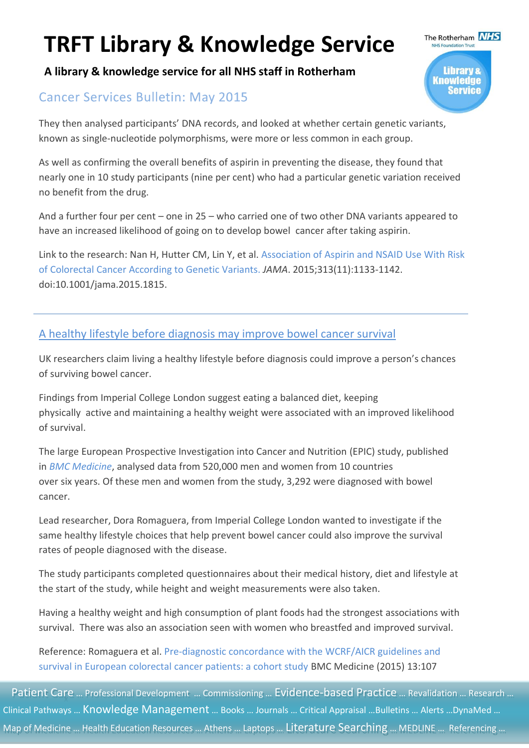They then analysed participants' DNA records, and looked at whether certain genetic variants, known as single-nucleotide polymorphisms, were more or less common in each group.

As well as confirming the overall benefits of aspirin in preventing the disease, they found that nearly one in 10 study participants (nine per cent) who had a particular genetic variation received no benefit from the drug.

And a further four per cent – one in 25 – who carried one of two other DNA variants appeared to have an increased likelihood of going on to develop bowel cancer after taking aspirin.

Link to the research: Nan H, Hutter CM, Lin Y, et al. Association of Aspirin and NSAID Use With Risk of Colorectal Cancer According to Genetic Variants. *JAMA*. 2015;313(11):1133-1142. doi:10.1001/jama.2015.1815.

---

## A healthy lifestyle before diagnosis may improve bowel cancer survival

UK researchers claim living a healthy lifestyle before diagnosis could improve a person's chances of surviving bowel cancer.

Findings from Imperial College London suggest eating a balanced diet, keeping physically active and maintaining a healthy weight were associated with an improved likelihood of survival.

The large European Prospective Investigation into Cancer and Nutrition (EPIC) study, published in *BMC Medicine*, analysed data from 520,000 men and women from 10 countries over six years. Of these men and women from the study, 3,292 were diagnosed with bowel cancer.

Lead researcher, Dora Romaguera, from Imperial College London wanted to investigate if the same healthy lifestyle choices that help prevent bowel cancer could also improve the survival rates of people diagnosed with the disease.

The study participants completed questionnaires about their medical history, diet and lifestyle at the start of the study, while height and weight measurements were also taken.

Having a healthy weight and high consumption of plant foods had the strongest associations with survival. There was also an association seen with women who breastfed and improved survival.

Reference: Romaguera et al. Pre-diagnostic concordance with the WCRF/AICR guidelines and survival in European colorectal cancer patients: a cohort study BMC Medicine (2015) 13:107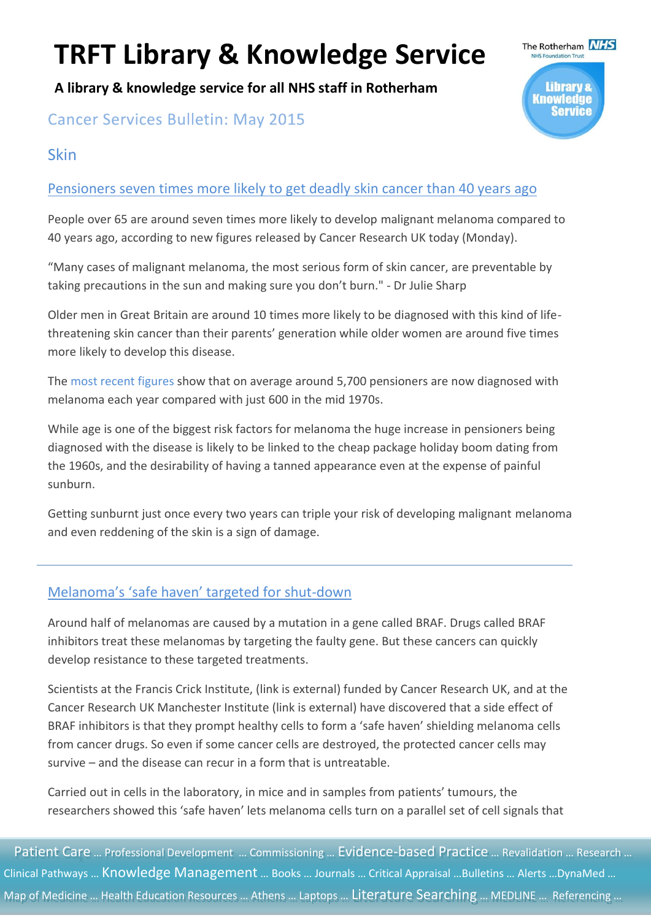# TRFT Library & Knowledge Service

**A library & knowledge service for all NHS staff in Rotherham**

## Cancer Services Bulletin: May 2015

## Skin

### Pensioners seven times more likely to get deadly skin cancer than 40 years ago

People over 65 are around seven times more likely to develop malignant melanoma compared to 40 years ago, according to new figures released by Cancer Research UK today (Monday).

"Many cases of malignant melanoma, the most serious form of skin cancer, are preventable by taking precautions in the sun and making sure you don't burn." - Dr Julie Sharp

Older men in Great Britain are around 10 times more likely to be diagnosed with this kind of life-threatening skin cancer than their parents' generation while older women are around five times more likely to develop this disease.

The most recent figures show that on average around 5,700 pensioners are now diagnosed with melanoma each year compared with just 600 in the mid 1970s.

While age is one of the biggest risk factors for melanoma the huge increase in pensioners being diagnosed with the disease is likely to be linked to the cheap package holiday boom dating from the 1960s, and the desirability of having a tanned appearance even at the expense of painful sunburn.

Getting sunburnt just once every two years can triple your risk of developing malignant melanoma and even reddening of the skin is a sign of damage.

---

### Melanoma's 'safe haven' targeted for shut-down

Around half of melanomas are caused by a mutation in a gene called BRAF. Drugs called BRAF inhibitors treat these melanomas by targeting the faulty gene. But these cancers can quickly develop resistance to these targeted treatments.

Scientists at the Francis Crick Institute, (link is external) funded by Cancer Research UK, and at the Cancer Research UK Manchester Institute (link is external) have discovered that a side effect of BRAF inhibitors is that they prompt healthy cells to form a 'safe haven' shielding melanoma cells from cancer drugs. So even if some cancer cells are destroyed, the protected cancer cells may survive – and the disease can recur in a form that is untreatable.

Carried out in cells in the laboratory, in mice and in samples from patients' tumours, the researchers showed this 'safe haven' lets melanoma cells turn on a parallel set of cell signals that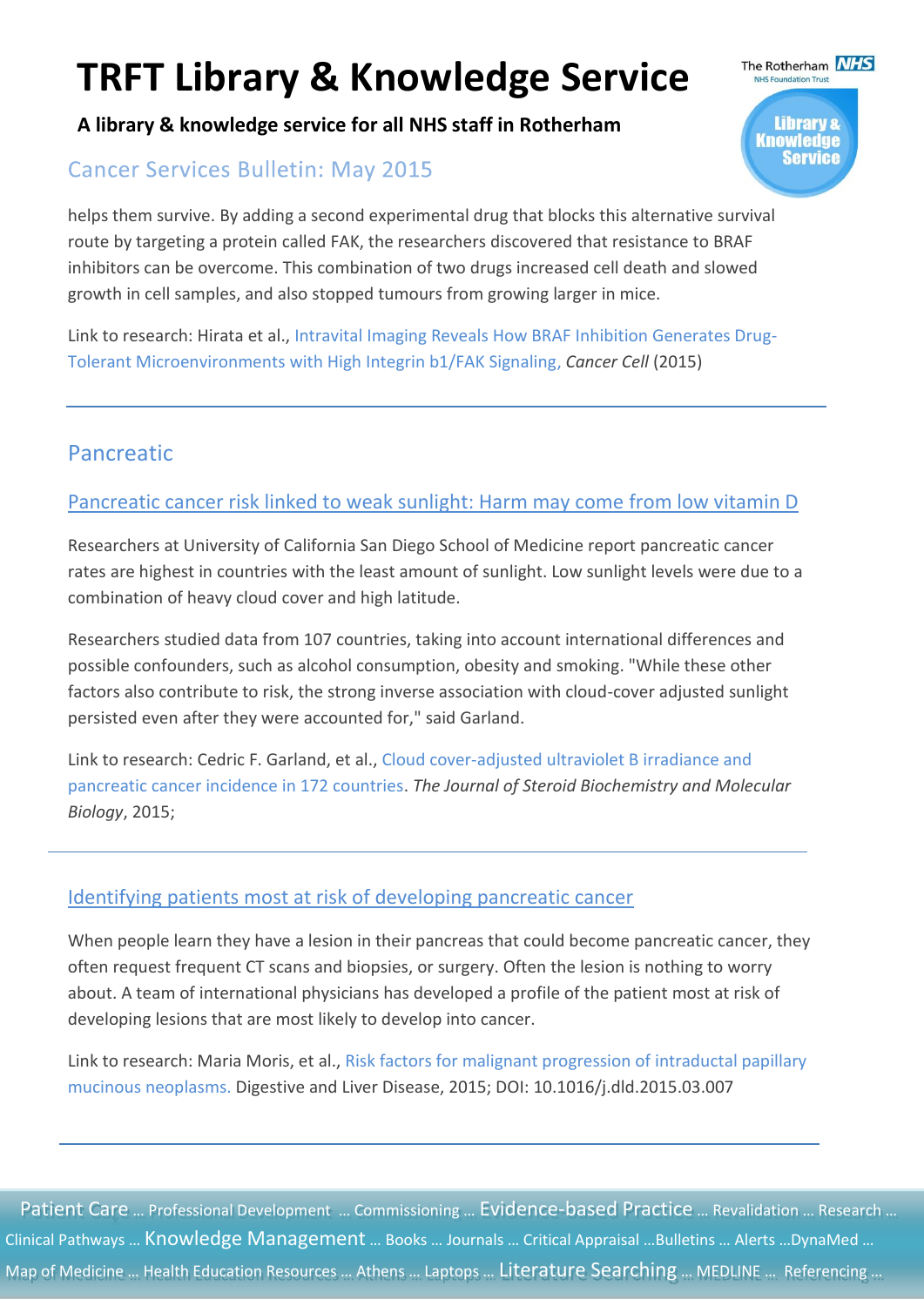helps them survive. By adding a second experimental drug that blocks this alternative survival route by targeting a protein called FAK, the researchers discovered that resistance to BRAF inhibitors can be overcome. This combination of two drugs increased cell death and slowed growth in cell samples, and also stopped tumours from growing larger in mice.

Link to research: Hirata et al., Intravital Imaging Reveals How BRAF Inhibition Generates Drug-Tolerant Microenvironments with High Integrin b1/FAK Signaling, *Cancer Cell* (2015)

---

## Pancreatic

### Pancreatic cancer risk linked to weak sunlight: Harm may come from low vitamin D

Researchers at University of California San Diego School of Medicine report pancreatic cancer rates are highest in countries with the least amount of sunlight. Low sunlight levels were due to a combination of heavy cloud cover and high latitude.

Researchers studied data from 107 countries, taking into account international differences and possible confounders, such as alcohol consumption, obesity and smoking. "While these other factors also contribute to risk, the strong inverse association with cloud-cover adjusted sunlight persisted even after they were accounted for," said Garland.

Link to research: Cedric F. Garland, et al., Cloud cover-adjusted ultraviolet B irradiance and pancreatic cancer incidence in 172 countries. *The Journal of Steroid Biochemistry and Molecular Biology*, 2015;

---

### Identifying patients most at risk of developing pancreatic cancer

When people learn they have a lesion in their pancreas that could become pancreatic cancer, they often request frequent CT scans and biopsies, or surgery. Often the lesion is nothing to worry about. A team of international physicians has developed a profile of the patient most at risk of developing lesions that are most likely to develop into cancer.

Link to research: Maria Moris, et al., Risk factors for malignant progression of intraductal papillary mucinous neoplasms. Digestive and Liver Disease, 2015; DOI: 10.1016/j.dld.2015.03.007

---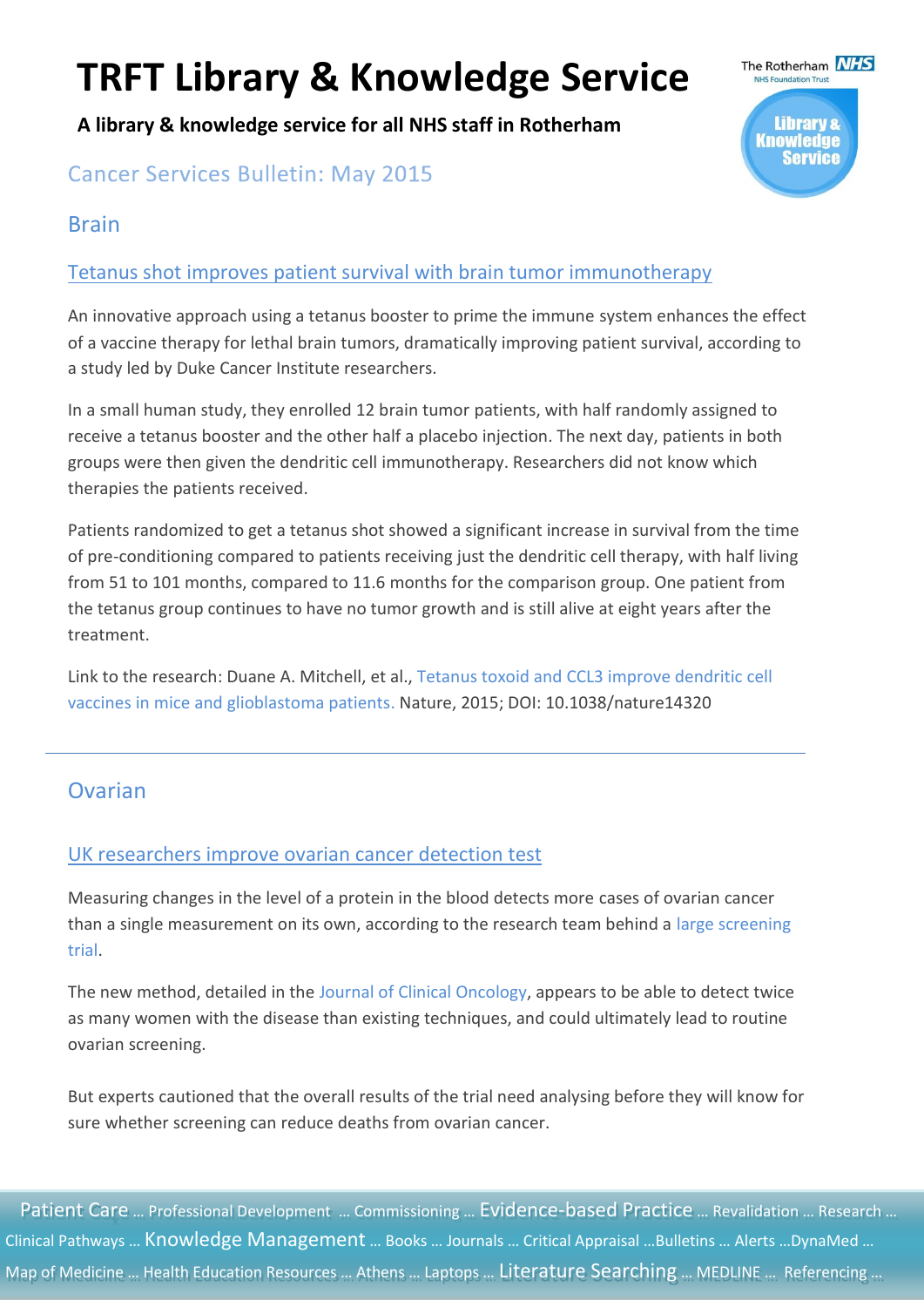# TRFT Library & Knowledge Service

**A library & knowledge service for all NHS staff in Rotherham**

## Cancer Services Bulletin: May 2015

## Brain

### Tetanus shot improves patient survival with brain tumor immunotherapy

An innovative approach using a tetanus booster to prime the immune system enhances the effect of a vaccine therapy for lethal brain tumors, dramatically improving patient survival, according to a study led by Duke Cancer Institute researchers.

In a small human study, they enrolled 12 brain tumor patients, with half randomly assigned to receive a tetanus booster and the other half a placebo injection. The next day, patients in both groups were then given the dendritic cell immunotherapy. Researchers did not know which therapies the patients received.

Patients randomized to get a tetanus shot showed a significant increase in survival from the time of pre-conditioning compared to patients receiving just the dendritic cell therapy, with half living from 51 to 101 months, compared to 11.6 months for the comparison group. One patient from the tetanus group continues to have no tumor growth and is still alive at eight years after the treatment.

Link to the research: Duane A. Mitchell, et al., Tetanus toxoid and CCL3 improve dendritic cell vaccines in mice and glioblastoma patients. Nature, 2015; DOI: 10.1038/nature14320

---

## Ovarian

### UK researchers improve ovarian cancer detection test

Measuring changes in the level of a protein in the blood detects more cases of ovarian cancer than a single measurement on its own, according to the research team behind a large screening trial.

The new method, detailed in the Journal of Clinical Oncology, appears to be able to detect twice as many women with the disease than existing techniques, and could ultimately lead to routine ovarian screening.

But experts cautioned that the overall results of the trial need analysing before they will know for sure whether screening can reduce deaths from ovarian cancer.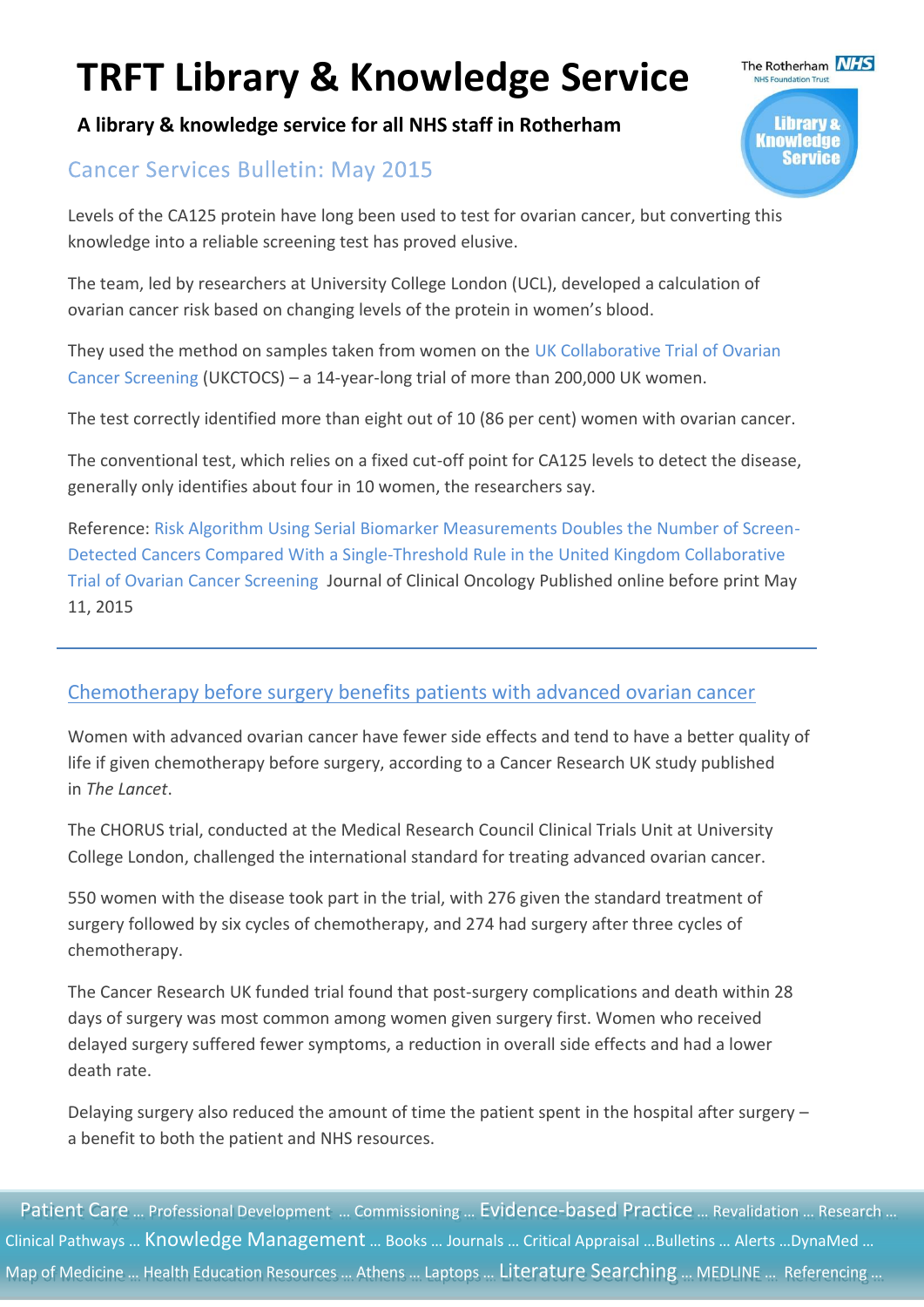# TRFT Library & Knowledge Service

**A library & knowledge service for all NHS staff in Rotherham**

## Cancer Services Bulletin: May 2015

Levels of the CA125 protein have long been used to test for ovarian cancer, but converting this knowledge into a reliable screening test has proved elusive.

The team, led by researchers at University College London (UCL), developed a calculation of ovarian cancer risk based on changing levels of the protein in women's blood.

They used the method on samples taken from women on the UK Collaborative Trial of Ovarian Cancer Screening (UKCTOCS) – a 14-year-long trial of more than 200,000 UK women.

The test correctly identified more than eight out of 10 (86 per cent) women with ovarian cancer.

The conventional test, which relies on a fixed cut-off point for CA125 levels to detect the disease, generally only identifies about four in 10 women, the researchers say.

Reference: Risk Algorithm Using Serial Biomarker Measurements Doubles the Number of Screen-Detected Cancers Compared With a Single-Threshold Rule in the United Kingdom Collaborative Trial of Ovarian Cancer Screening Journal of Clinical Oncology Published online before print May 11, 2015

---

### Chemotherapy before surgery benefits patients with advanced ovarian cancer

Women with advanced ovarian cancer have fewer side effects and tend to have a better quality of life if given chemotherapy before surgery, according to a Cancer Research UK study published in *The Lancet*.

The CHORUS trial, conducted at the Medical Research Council Clinical Trials Unit at University College London, challenged the international standard for treating advanced ovarian cancer.

550 women with the disease took part in the trial, with 276 given the standard treatment of surgery followed by six cycles of chemotherapy, and 274 had surgery after three cycles of chemotherapy.

The Cancer Research UK funded trial found that post-surgery complications and death within 28 days of surgery was most common among women given surgery first. Women who received delayed surgery suffered fewer symptoms, a reduction in overall side effects and had a lower death rate.

Delaying surgery also reduced the amount of time the patient spent in the hospital after surgery – a benefit to both the patient and NHS resources.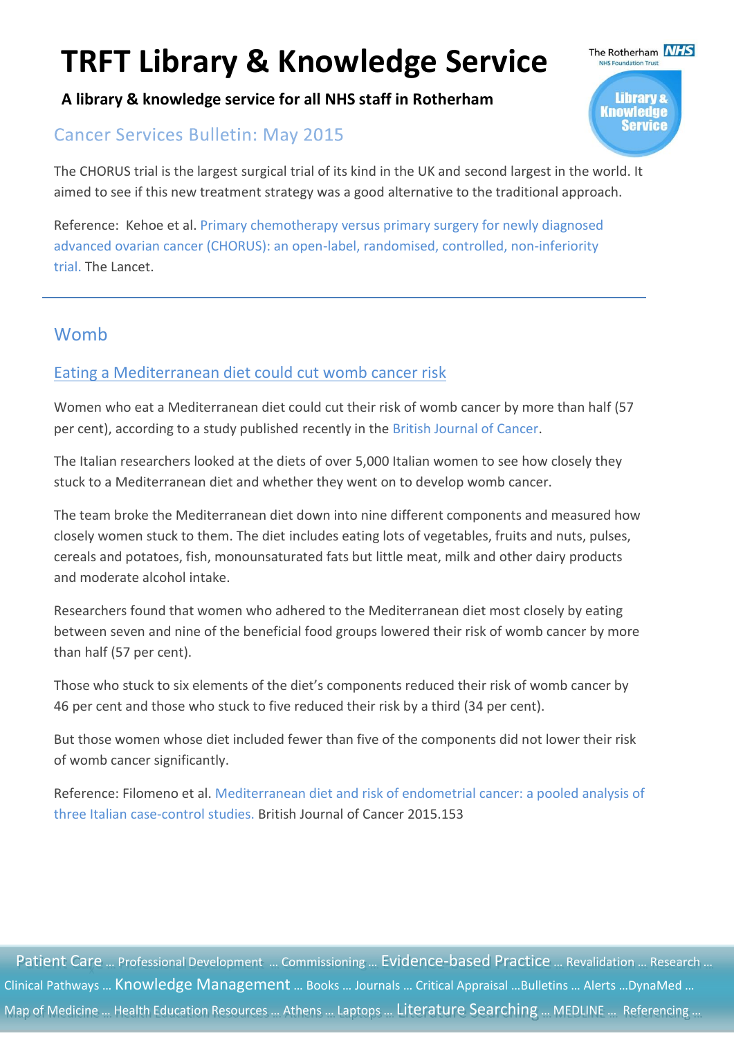# TRFT Library & Knowledge Service

**A library & knowledge service for all NHS staff in Rotherham**

## Cancer Services Bulletin: May 2015

The CHORUS trial is the largest surgical trial of its kind in the UK and second largest in the world. It aimed to see if this new treatment strategy was a good alternative to the traditional approach.

Reference: Kehoe et al. Primary chemotherapy versus primary surgery for newly diagnosed advanced ovarian cancer (CHORUS): an open-label, randomised, controlled, non-inferiority trial. The Lancet.

---

## Womb

### Eating a Mediterranean diet could cut womb cancer risk

Women who eat a Mediterranean diet could cut their risk of womb cancer by more than half (57 per cent), according to a study published recently in the British Journal of Cancer.

The Italian researchers looked at the diets of over 5,000 Italian women to see how closely they stuck to a Mediterranean diet and whether they went on to develop womb cancer.

The team broke the Mediterranean diet down into nine different components and measured how closely women stuck to them. The diet includes eating lots of vegetables, fruits and nuts, pulses, cereals and potatoes, fish, monounsaturated fats but little meat, milk and other dairy products and moderate alcohol intake.

Researchers found that women who adhered to the Mediterranean diet most closely by eating between seven and nine of the beneficial food groups lowered their risk of womb cancer by more than half (57 per cent).

Those who stuck to six elements of the diet's components reduced their risk of womb cancer by 46 per cent and those who stuck to five reduced their risk by a third (34 per cent).

But those women whose diet included fewer than five of the components did not lower their risk of womb cancer significantly.

Reference: Filomeno et al. Mediterranean diet and risk of endometrial cancer: a pooled analysis of three Italian case-control studies. British Journal of Cancer 2015.153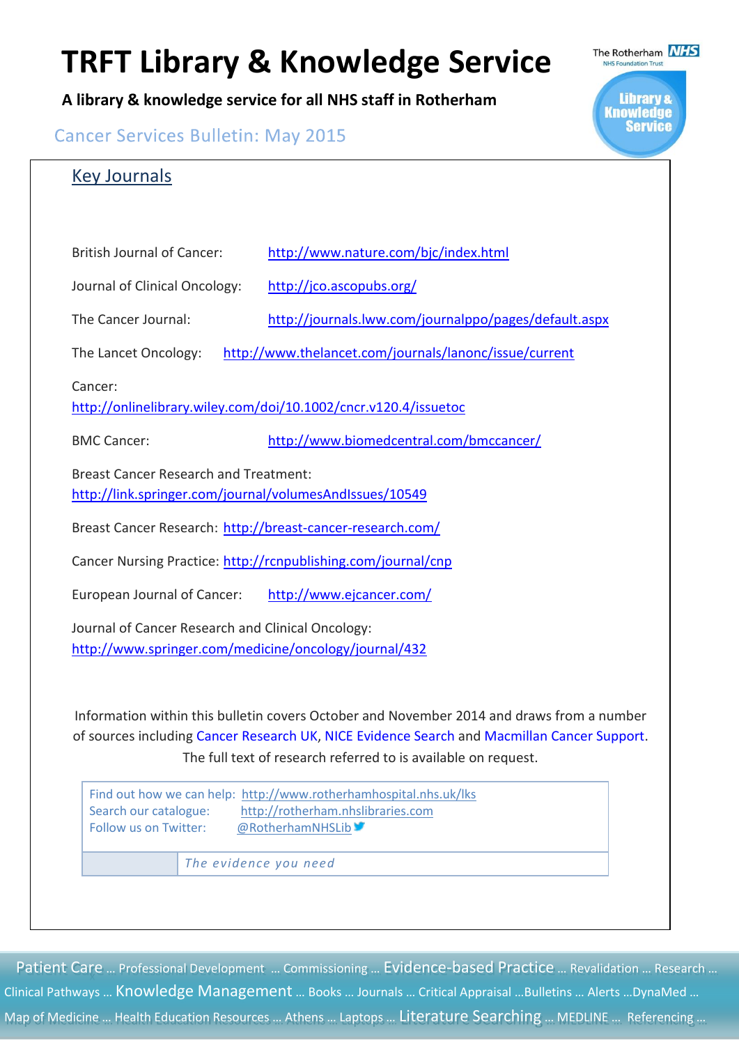# TRFT Library & Knowledge Service

**A library & knowledge service for all NHS staff in Rotherham**

The Rotherham NHS Foundation Trust

Library & Knowledge Service

Cancer Services Bulletin: May 2015

## Key Journals

British Journal of Cancer: http://www.nature.com/bjc/index.html

Journal of Clinical Oncology: http://jco.ascopubs.org/

The Cancer Journal: http://journals.lww.com/journalppo/pages/default.aspx

The Lancet Oncology: http://www.thelancet.com/journals/lanonc/issue/current

Cancer: http://onlinelibrary.wiley.com/doi/10.1002/cncr.v120.4/issuetoc

BMC Cancer: http://www.biomedcentral.com/bmccancer/

Breast Cancer Research and Treatment: http://link.springer.com/journal/volumesAndIssues/10549

Breast Cancer Research: http://breast-cancer-research.com/

Cancer Nursing Practice: http://rcnpublishing.com/journal/cnp

European Journal of Cancer: http://www.ejcancer.com/

Journal of Cancer Research and Clinical Oncology: http://www.springer.com/medicine/oncology/journal/432

Information within this bulletin covers October and November 2014 and draws from a number of sources including Cancer Research UK, NICE Evidence Search and Macmillan Cancer Support. The full text of research referred to is available on request.

Find out how we can help: http://www.rotherhamhospital.nhs.uk/lks
Search our catalogue: http://rotherham.nhslibraries.com
Follow us on Twitter: @RotherhamNHSLib

*The evidence you need*

Patient Care ... Professional Development ... Commissioning ... Evidence-based Practice ... Revalidation ... Research ... Clinical Pathways ... Knowledge Management ... Books ... Journals ... Critical Appraisal ...Bulletins ... Alerts ...DynaMed ... Map of Medicine ... Health Education Resources ... Athens ... Laptops ... Literature Searching ... MEDLINE ... Referencing ...